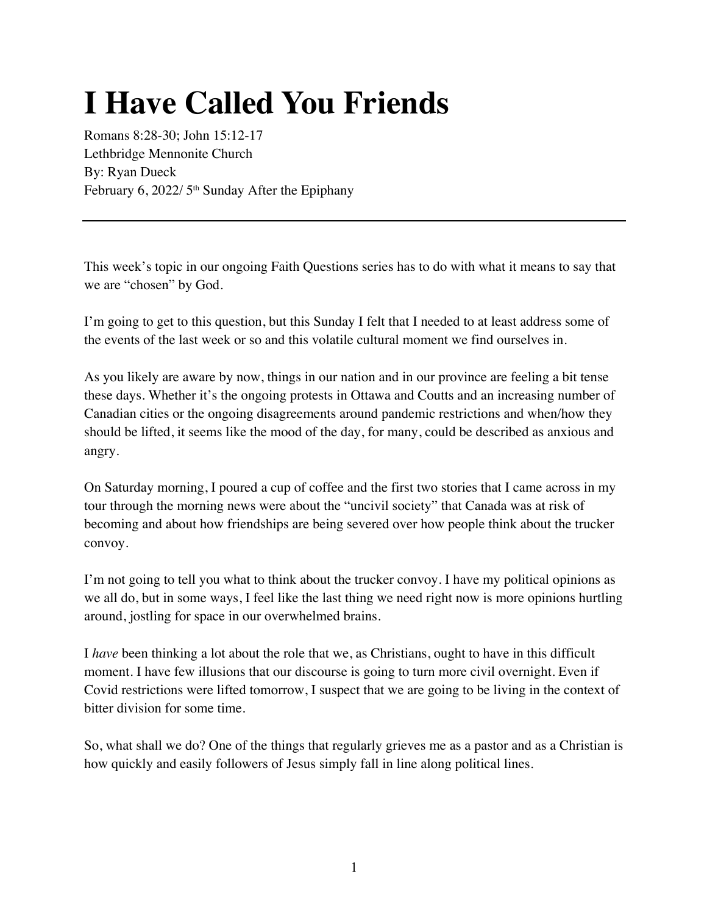# I Have Called You Friends

Romans 8:28-30; John 15:12-17
Lethbridge Mennonite Church
By: Ryan Dueck
February 6, 2022/ 5th Sunday After the Epiphany

---

This week's topic in our ongoing Faith Questions series has to do with what it means to say that we are "chosen" by God.

I'm going to get to this question, but this Sunday I felt that I needed to at least address some of the events of the last week or so and this volatile cultural moment we find ourselves in.

As you likely are aware by now, things in our nation and in our province are feeling a bit tense these days. Whether it's the ongoing protests in Ottawa and Coutts and an increasing number of Canadian cities or the ongoing disagreements around pandemic restrictions and when/how they should be lifted, it seems like the mood of the day, for many, could be described as anxious and angry.

On Saturday morning, I poured a cup of coffee and the first two stories that I came across in my tour through the morning news were about the "uncivil society" that Canada was at risk of becoming and about how friendships are being severed over how people think about the trucker convoy.

I'm not going to tell you what to think about the trucker convoy. I have my political opinions as we all do, but in some ways, I feel like the last thing we need right now is more opinions hurtling around, jostling for space in our overwhelmed brains.

I *have* been thinking a lot about the role that we, as Christians, ought to have in this difficult moment. I have few illusions that our discourse is going to turn more civil overnight. Even if Covid restrictions were lifted tomorrow, I suspect that we are going to be living in the context of bitter division for some time.

So, what shall we do? One of the things that regularly grieves me as a pastor and as a Christian is how quickly and easily followers of Jesus simply fall in line along political lines.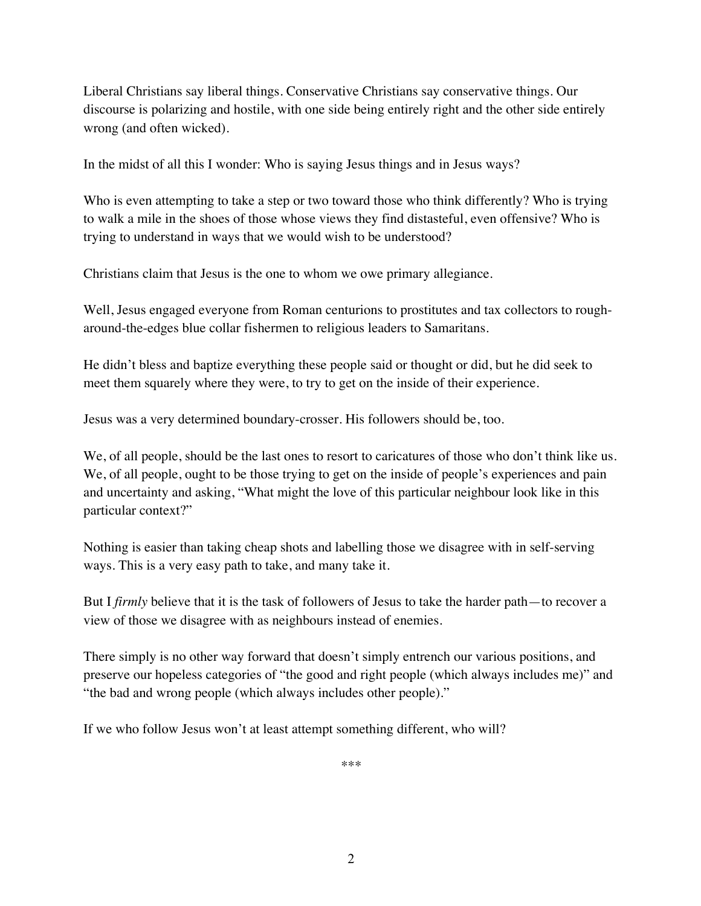Liberal Christians say liberal things. Conservative Christians say conservative things. Our discourse is polarizing and hostile, with one side being entirely right and the other side entirely wrong (and often wicked).

In the midst of all this I wonder: Who is saying Jesus things and in Jesus ways?

Who is even attempting to take a step or two toward those who think differently? Who is trying to walk a mile in the shoes of those whose views they find distasteful, even offensive? Who is trying to understand in ways that we would wish to be understood?

Christians claim that Jesus is the one to whom we owe primary allegiance.

Well, Jesus engaged everyone from Roman centurions to prostitutes and tax collectors to rough-around-the-edges blue collar fishermen to religious leaders to Samaritans.

He didn't bless and baptize everything these people said or thought or did, but he did seek to meet them squarely where they were, to try to get on the inside of their experience.

Jesus was a very determined boundary-crosser. His followers should be, too.

We, of all people, should be the last ones to resort to caricatures of those who don't think like us. We, of all people, ought to be those trying to get on the inside of people's experiences and pain and uncertainty and asking, "What might the love of this particular neighbour look like in this particular context?"

Nothing is easier than taking cheap shots and labelling those we disagree with in self-serving ways. This is a very easy path to take, and many take it.

But I *firmly* believe that it is the task of followers of Jesus to take the harder path—to recover a view of those we disagree with as neighbours instead of enemies.

There simply is no other way forward that doesn't simply entrench our various positions, and preserve our hopeless categories of "the good and right people (which always includes me)" and "the bad and wrong people (which always includes other people)."

If we who follow Jesus won't at least attempt something different, who will?

***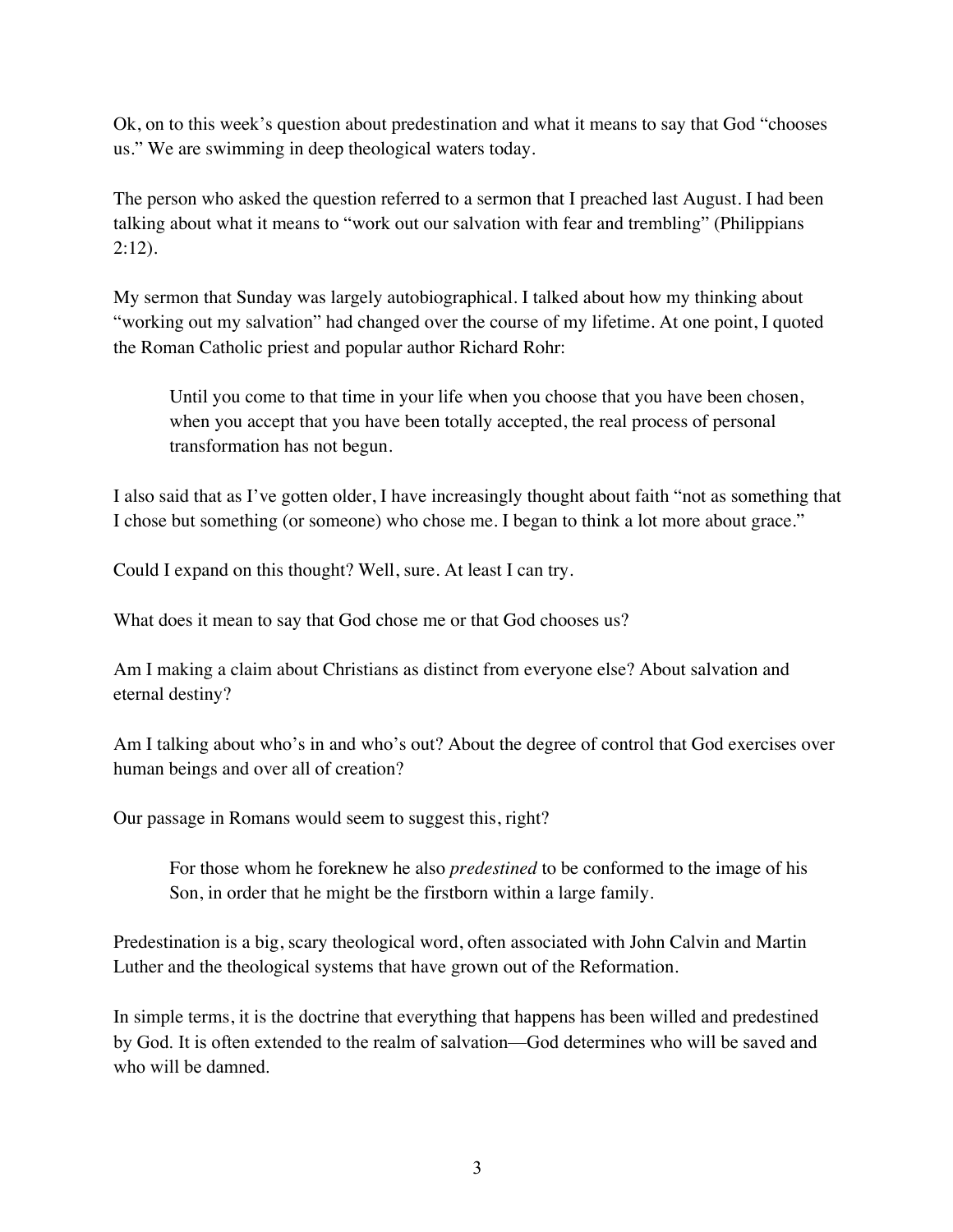Ok, on to this week's question about predestination and what it means to say that God "chooses us." We are swimming in deep theological waters today.

The person who asked the question referred to a sermon that I preached last August. I had been talking about what it means to "work out our salvation with fear and trembling" (Philippians 2:12).

My sermon that Sunday was largely autobiographical. I talked about how my thinking about "working out my salvation" had changed over the course of my lifetime. At one point, I quoted the Roman Catholic priest and popular author Richard Rohr:

> Until you come to that time in your life when you choose that you have been chosen, when you accept that you have been totally accepted, the real process of personal transformation has not begun.

I also said that as I've gotten older, I have increasingly thought about faith "not as something that I chose but something (or someone) who chose me. I began to think a lot more about grace."

Could I expand on this thought? Well, sure. At least I can try.

What does it mean to say that God chose me or that God chooses us?

Am I making a claim about Christians as distinct from everyone else? About salvation and eternal destiny?

Am I talking about who's in and who's out? About the degree of control that God exercises over human beings and over all of creation?

Our passage in Romans would seem to suggest this, right?

> For those whom he foreknew he also *predestined* to be conformed to the image of his Son, in order that he might be the firstborn within a large family.

Predestination is a big, scary theological word, often associated with John Calvin and Martin Luther and the theological systems that have grown out of the Reformation.

In simple terms, it is the doctrine that everything that happens has been willed and predestined by God. It is often extended to the realm of salvation—God determines who will be saved and who will be damned.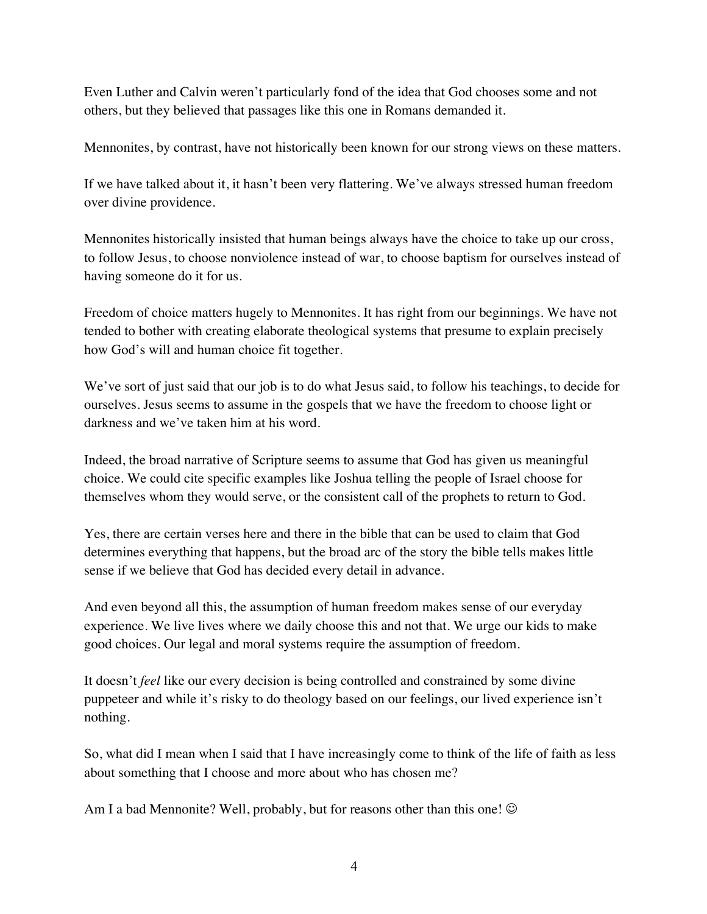Even Luther and Calvin weren't particularly fond of the idea that God chooses some and not others, but they believed that passages like this one in Romans demanded it.

Mennonites, by contrast, have not historically been known for our strong views on these matters.

If we have talked about it, it hasn't been very flattering. We've always stressed human freedom over divine providence.

Mennonites historically insisted that human beings always have the choice to take up our cross, to follow Jesus, to choose nonviolence instead of war, to choose baptism for ourselves instead of having someone do it for us.

Freedom of choice matters hugely to Mennonites. It has right from our beginnings. We have not tended to bother with creating elaborate theological systems that presume to explain precisely how God's will and human choice fit together.

We've sort of just said that our job is to do what Jesus said, to follow his teachings, to decide for ourselves. Jesus seems to assume in the gospels that we have the freedom to choose light or darkness and we've taken him at his word.

Indeed, the broad narrative of Scripture seems to assume that God has given us meaningful choice. We could cite specific examples like Joshua telling the people of Israel choose for themselves whom they would serve, or the consistent call of the prophets to return to God.

Yes, there are certain verses here and there in the bible that can be used to claim that God determines everything that happens, but the broad arc of the story the bible tells makes little sense if we believe that God has decided every detail in advance.

And even beyond all this, the assumption of human freedom makes sense of our everyday experience. We live lives where we daily choose this and not that. We urge our kids to make good choices. Our legal and moral systems require the assumption of freedom.

It doesn't *feel* like our every decision is being controlled and constrained by some divine puppeteer and while it's risky to do theology based on our feelings, our lived experience isn't nothing.

So, what did I mean when I said that I have increasingly come to think of the life of faith as less about something that I choose and more about who has chosen me?

Am I a bad Mennonite? Well, probably, but for reasons other than this one! ☺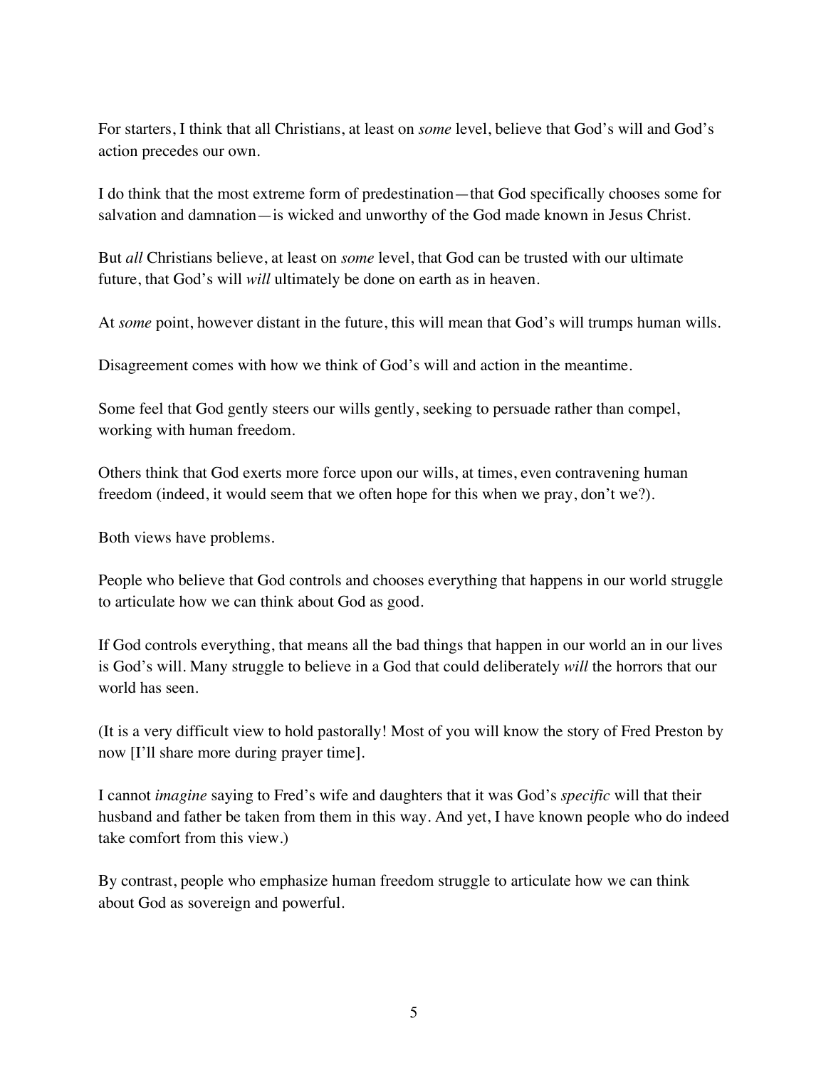For starters, I think that all Christians, at least on *some* level, believe that God's will and God's action precedes our own.

I do think that the most extreme form of predestination—that God specifically chooses some for salvation and damnation—is wicked and unworthy of the God made known in Jesus Christ.

But *all* Christians believe, at least on *some* level, that God can be trusted with our ultimate future, that God's will *will* ultimately be done on earth as in heaven.

At *some* point, however distant in the future, this will mean that God's will trumps human wills.

Disagreement comes with how we think of God's will and action in the meantime.

Some feel that God gently steers our wills gently, seeking to persuade rather than compel, working with human freedom.

Others think that God exerts more force upon our wills, at times, even contravening human freedom (indeed, it would seem that we often hope for this when we pray, don't we?).

Both views have problems.

People who believe that God controls and chooses everything that happens in our world struggle to articulate how we can think about God as good.

If God controls everything, that means all the bad things that happen in our world an in our lives is God's will. Many struggle to believe in a God that could deliberately *will* the horrors that our world has seen.

(It is a very difficult view to hold pastorally! Most of you will know the story of Fred Preston by now [I'll share more during prayer time].

I cannot *imagine* saying to Fred's wife and daughters that it was God's *specific* will that their husband and father be taken from them in this way. And yet, I have known people who do indeed take comfort from this view.)

By contrast, people who emphasize human freedom struggle to articulate how we can think about God as sovereign and powerful.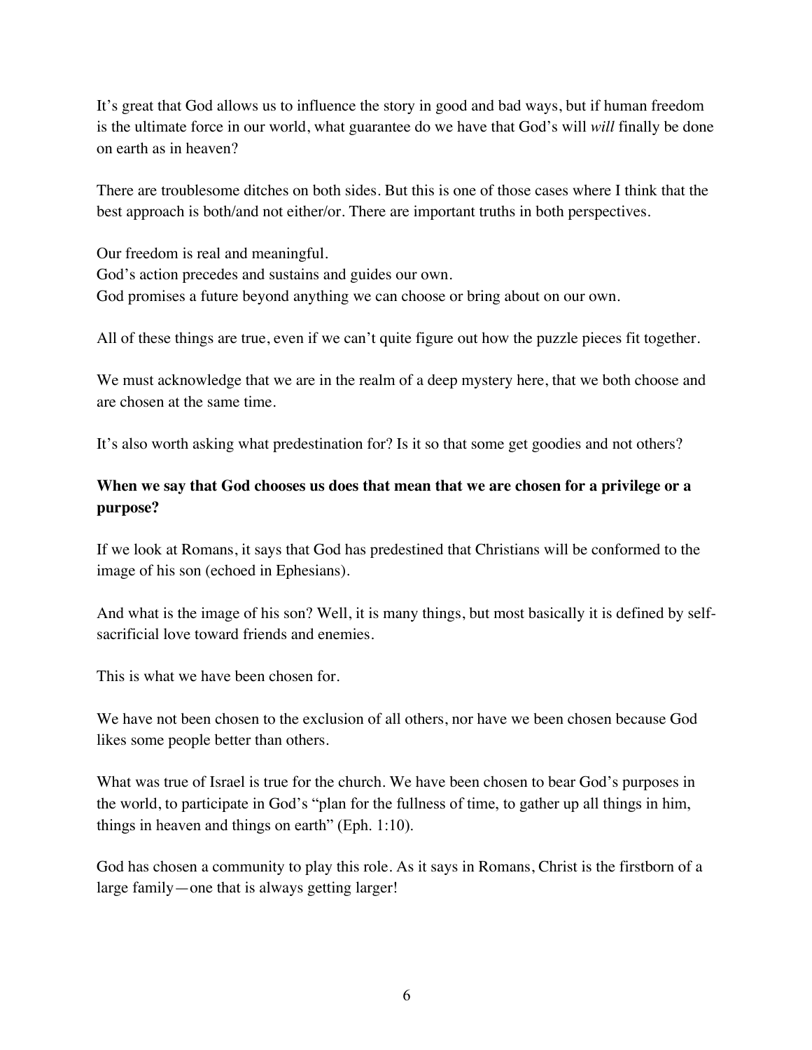It's great that God allows us to influence the story in good and bad ways, but if human freedom is the ultimate force in our world, what guarantee do we have that God's will *will* finally be done on earth as in heaven?

There are troublesome ditches on both sides. But this is one of those cases where I think that the best approach is both/and not either/or. There are important truths in both perspectives.

Our freedom is real and meaningful.
God's action precedes and sustains and guides our own.
God promises a future beyond anything we can choose or bring about on our own.

All of these things are true, even if we can't quite figure out how the puzzle pieces fit together.

We must acknowledge that we are in the realm of a deep mystery here, that we both choose and are chosen at the same time.

It's also worth asking what predestination for? Is it so that some get goodies and not others?

**When we say that God chooses us does that mean that we are chosen for a privilege or a purpose?**

If we look at Romans, it says that God has predestined that Christians will be conformed to the image of his son (echoed in Ephesians).

And what is the image of his son? Well, it is many things, but most basically it is defined by self-sacrificial love toward friends and enemies.

This is what we have been chosen for.

We have not been chosen to the exclusion of all others, nor have we been chosen because God likes some people better than others.

What was true of Israel is true for the church. We have been chosen to bear God's purposes in the world, to participate in God's "plan for the fullness of time, to gather up all things in him, things in heaven and things on earth" (Eph. 1:10).

God has chosen a community to play this role. As it says in Romans, Christ is the firstborn of a large family—one that is always getting larger!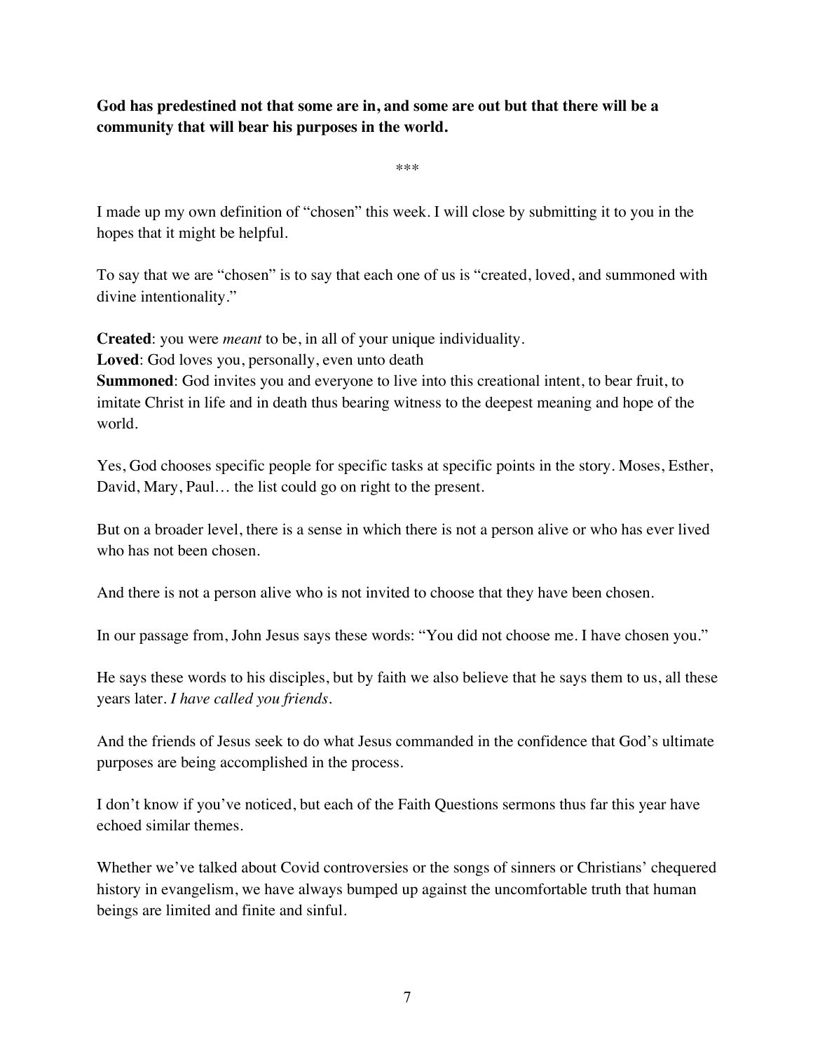**God has predestined not that some are in, and some are out but that there will be a community that will bear his purposes in the world.**

\*\*\*

I made up my own definition of "chosen" this week. I will close by submitting it to you in the hopes that it might be helpful.

To say that we are "chosen" is to say that each one of us is "created, loved, and summoned with divine intentionality."

**Created**: you were *meant* to be, in all of your unique individuality.
**Loved**: God loves you, personally, even unto death
**Summoned**: God invites you and everyone to live into this creational intent, to bear fruit, to imitate Christ in life and in death thus bearing witness to the deepest meaning and hope of the world.

Yes, God chooses specific people for specific tasks at specific points in the story. Moses, Esther, David, Mary, Paul… the list could go on right to the present.

But on a broader level, there is a sense in which there is not a person alive or who has ever lived who has not been chosen.

And there is not a person alive who is not invited to choose that they have been chosen.

In our passage from, John Jesus says these words: "You did not choose me. I have chosen you."

He says these words to his disciples, but by faith we also believe that he says them to us, all these years later. *I have called you friends.*

And the friends of Jesus seek to do what Jesus commanded in the confidence that God's ultimate purposes are being accomplished in the process.

I don't know if you've noticed, but each of the Faith Questions sermons thus far this year have echoed similar themes.

Whether we've talked about Covid controversies or the songs of sinners or Christians' chequered history in evangelism, we have always bumped up against the uncomfortable truth that human beings are limited and finite and sinful.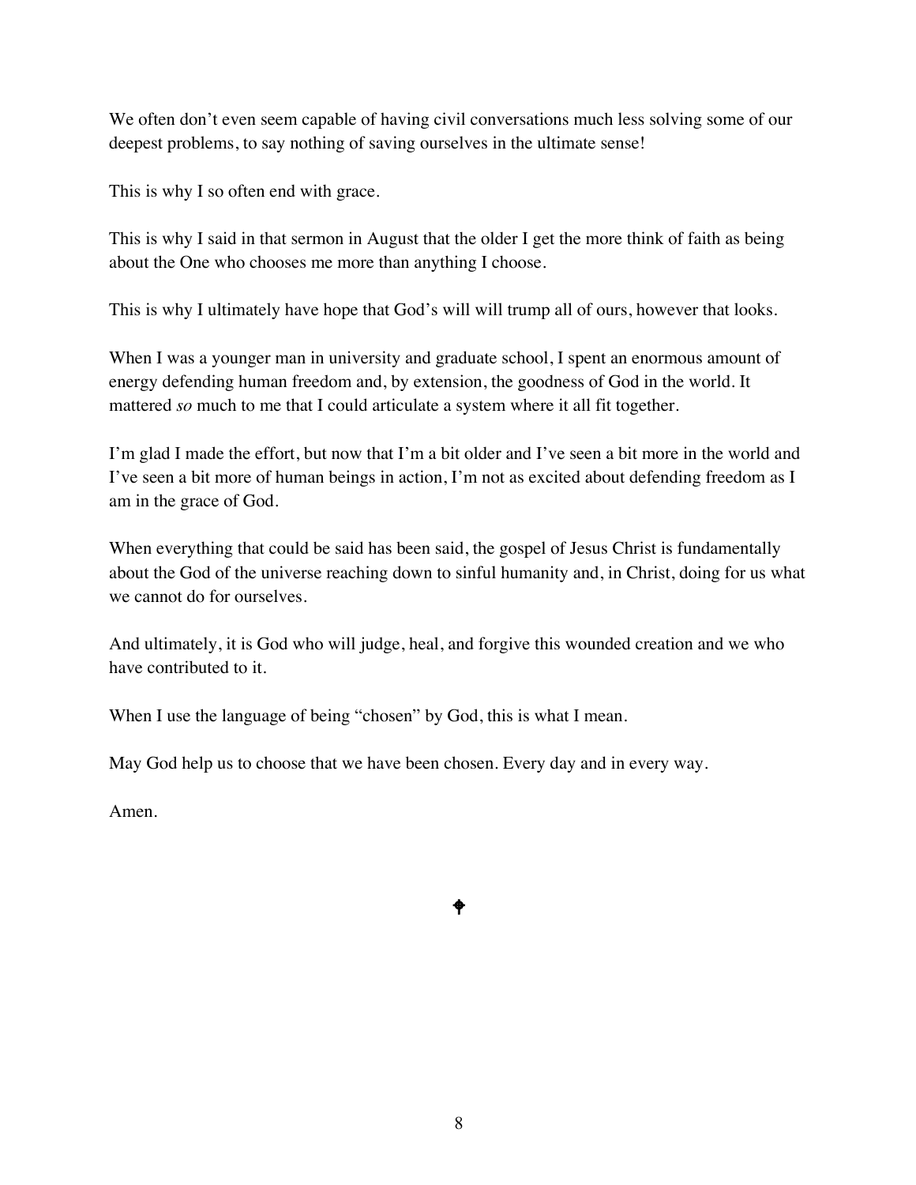We often don't even seem capable of having civil conversations much less solving some of our deepest problems, to say nothing of saving ourselves in the ultimate sense!

This is why I so often end with grace.

This is why I said in that sermon in August that the older I get the more think of faith as being about the One who chooses me more than anything I choose.

This is why I ultimately have hope that God's will will trump all of ours, however that looks.

When I was a younger man in university and graduate school, I spent an enormous amount of energy defending human freedom and, by extension, the goodness of God in the world. It mattered *so* much to me that I could articulate a system where it all fit together.

I'm glad I made the effort, but now that I'm a bit older and I've seen a bit more in the world and I've seen a bit more of human beings in action, I'm not as excited about defending freedom as I am in the grace of God.

When everything that could be said has been said, the gospel of Jesus Christ is fundamentally about the God of the universe reaching down to sinful humanity and, in Christ, doing for us what we cannot do for ourselves.

And ultimately, it is God who will judge, heal, and forgive this wounded creation and we who have contributed to it.

When I use the language of being "chosen" by God, this is what I mean.

May God help us to choose that we have been chosen. Every day and in every way.

Amen.

⌖